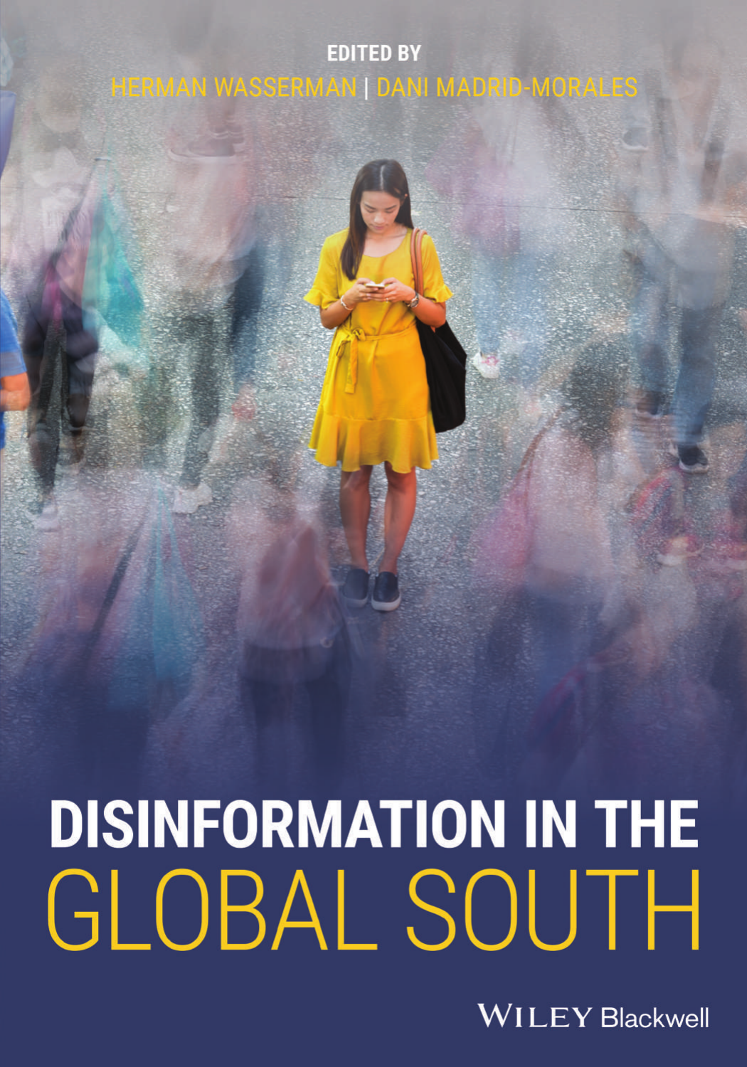EDITED BY

HERMAN WASSERMAN | DANI MADRID-MORALES

# DISINFORMATION IN THE GLOBAL SOUTH

WILEY Blackwell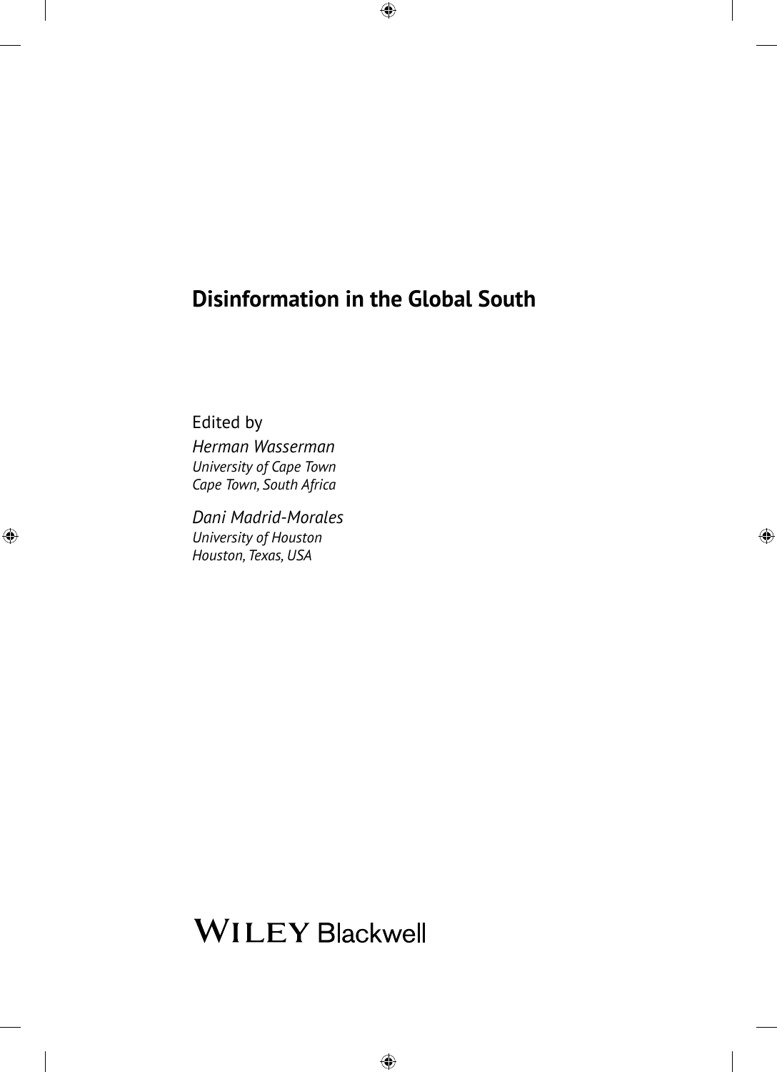# Disinformation in the Global South

Edited by

*Herman Wasserman*
*University of Cape Town*
*Cape Town, South Africa*

*Dani Madrid-Morales*
*University of Houston*
*Houston, Texas, USA*

WILEY Blackwell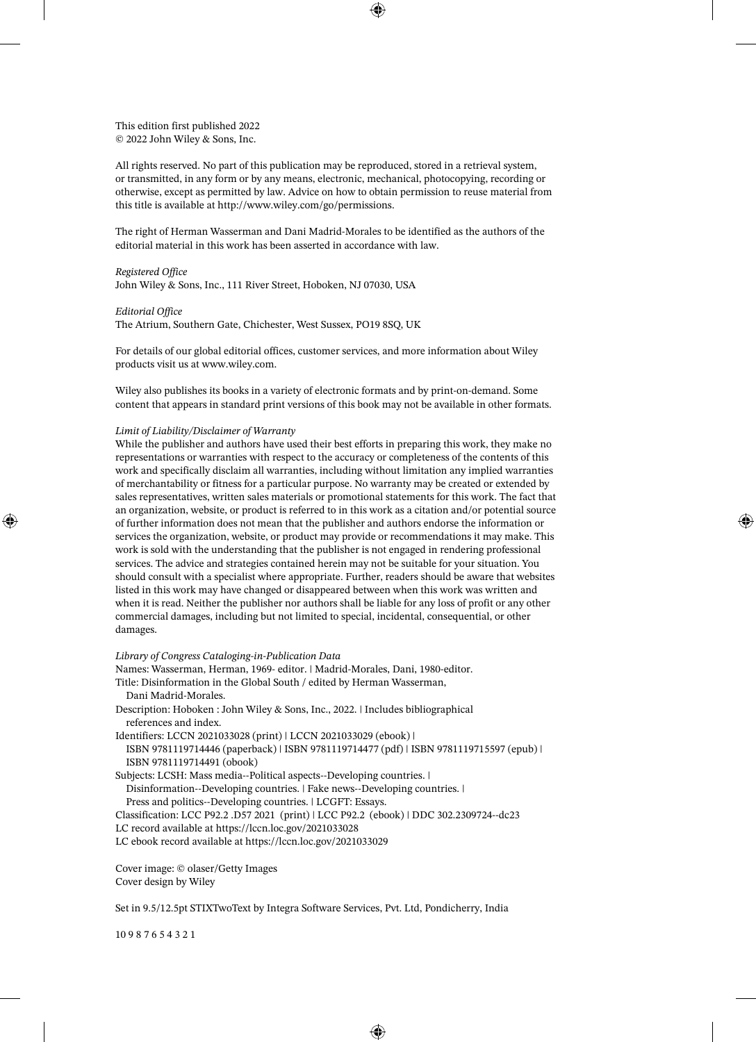This edition first published 2022
© 2022 John Wiley & Sons, Inc.

All rights reserved. No part of this publication may be reproduced, stored in a retrieval system, or transmitted, in any form or by any means, electronic, mechanical, photocopying, recording or otherwise, except as permitted by law. Advice on how to obtain permission to reuse material from this title is available at http://www.wiley.com/go/permissions.

The right of Herman Wasserman and Dani Madrid-Morales to be identified as the authors of the editorial material in this work has been asserted in accordance with law.

*Registered Office*
John Wiley & Sons, Inc., 111 River Street, Hoboken, NJ 07030, USA

*Editorial Office*
The Atrium, Southern Gate, Chichester, West Sussex, PO19 8SQ, UK

For details of our global editorial offices, customer services, and more information about Wiley products visit us at www.wiley.com.

Wiley also publishes its books in a variety of electronic formats and by print-on-demand. Some content that appears in standard print versions of this book may not be available in other formats.

*Limit of Liability/Disclaimer of Warranty*
While the publisher and authors have used their best efforts in preparing this work, they make no representations or warranties with respect to the accuracy or completeness of the contents of this work and specifically disclaim all warranties, including without limitation any implied warranties of merchantability or fitness for a particular purpose. No warranty may be created or extended by sales representatives, written sales materials or promotional statements for this work. The fact that an organization, website, or product is referred to in this work as a citation and/or potential source of further information does not mean that the publisher and authors endorse the information or services the organization, website, or product may provide or recommendations it may make. This work is sold with the understanding that the publisher is not engaged in rendering professional services. The advice and strategies contained herein may not be suitable for your situation. You should consult with a specialist where appropriate. Further, readers should be aware that websites listed in this work may have changed or disappeared between when this work was written and when it is read. Neither the publisher nor authors shall be liable for any loss of profit or any other commercial damages, including but not limited to special, incidental, consequential, or other damages.

*Library of Congress Cataloging-in-Publication Data*
Names: Wasserman, Herman, 1969- editor. | Madrid-Morales, Dani, 1980-editor.
Title: Disinformation in the Global South / edited by Herman Wasserman, Dani Madrid-Morales.
Description: Hoboken : John Wiley & Sons, Inc., 2022. | Includes bibliographical references and index.
Identifiers: LCCN 2021033028 (print) | LCCN 2021033029 (ebook) | ISBN 9781119714446 (paperback) | ISBN 9781119714477 (pdf) | ISBN 9781119715597 (epub) | ISBN 9781119714491 (obook)
Subjects: LCSH: Mass media--Political aspects--Developing countries. | Disinformation--Developing countries. | Fake news--Developing countries. | Press and politics--Developing countries. | LCGFT: Essays.
Classification: LCC P92.2 .D57 2021 (print) | LCC P92.2 (ebook) | DDC 302.2309724--dc23
LC record available at https://lccn.loc.gov/2021033028
LC ebook record available at https://lccn.loc.gov/2021033029

Cover image: © olaser/Getty Images
Cover design by Wiley

Set in 9.5/12.5pt STIXTwoText by Integra Software Services, Pvt. Ltd, Pondicherry, India

10 9 8 7 6 5 4 3 2 1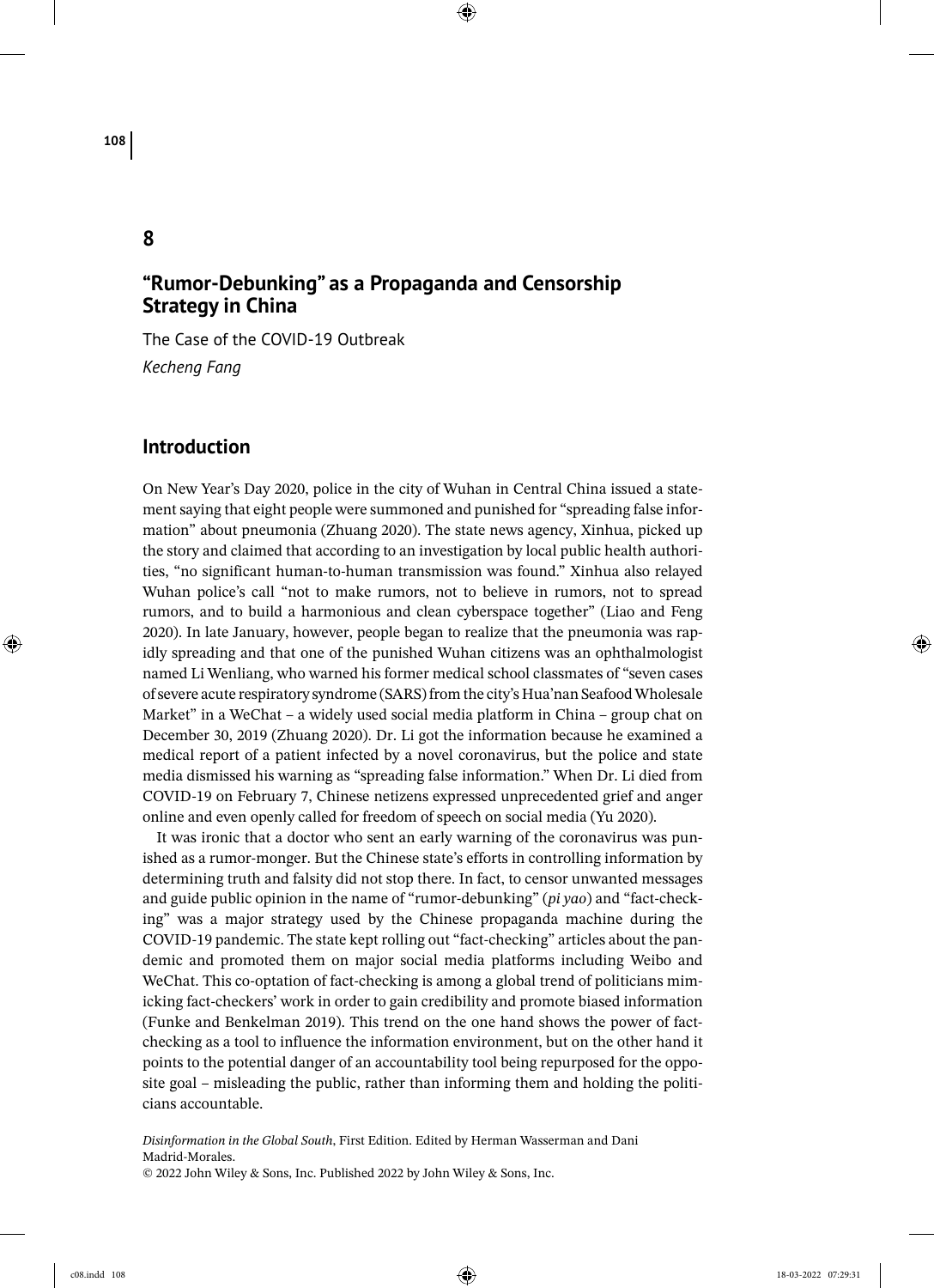# 8

## "Rumor-Debunking" as a Propaganda and Censorship Strategy in China

The Case of the COVID-19 Outbreak

*Kecheng Fang*

### Introduction

On New Year's Day 2020, police in the city of Wuhan in Central China issued a statement saying that eight people were summoned and punished for "spreading false information" about pneumonia (Zhuang 2020). The state news agency, Xinhua, picked up the story and claimed that according to an investigation by local public health authorities, "no significant human-to-human transmission was found." Xinhua also relayed Wuhan police's call "not to make rumors, not to believe in rumors, not to spread rumors, and to build a harmonious and clean cyberspace together" (Liao and Feng 2020). In late January, however, people began to realize that the pneumonia was rapidly spreading and that one of the punished Wuhan citizens was an ophthalmologist named Li Wenliang, who warned his former medical school classmates of "seven cases of severe acute respiratory syndrome (SARS) from the city's Hua'nan Seafood Wholesale Market" in a WeChat – a widely used social media platform in China – group chat on December 30, 2019 (Zhuang 2020). Dr. Li got the information because he examined a medical report of a patient infected by a novel coronavirus, but the police and state media dismissed his warning as "spreading false information." When Dr. Li died from COVID-19 on February 7, Chinese netizens expressed unprecedented grief and anger online and even openly called for freedom of speech on social media (Yu 2020).

It was ironic that a doctor who sent an early warning of the coronavirus was punished as a rumor-monger. But the Chinese state's efforts in controlling information by determining truth and falsity did not stop there. In fact, to censor unwanted messages and guide public opinion in the name of "rumor-debunking" (*pi yao*) and "fact-checking" was a major strategy used by the Chinese propaganda machine during the COVID-19 pandemic. The state kept rolling out "fact-checking" articles about the pandemic and promoted them on major social media platforms including Weibo and WeChat. This co-optation of fact-checking is among a global trend of politicians mimicking fact-checkers' work in order to gain credibility and promote biased information (Funke and Benkelman 2019). This trend on the one hand shows the power of fact-checking as a tool to influence the information environment, but on the other hand it points to the potential danger of an accountability tool being repurposed for the opposite goal – misleading the public, rather than informing them and holding the politicians accountable.

*Disinformation in the Global South*, First Edition. Edited by Herman Wasserman and Dani Madrid-Morales.
© 2022 John Wiley & Sons, Inc. Published 2022 by John Wiley & Sons, Inc.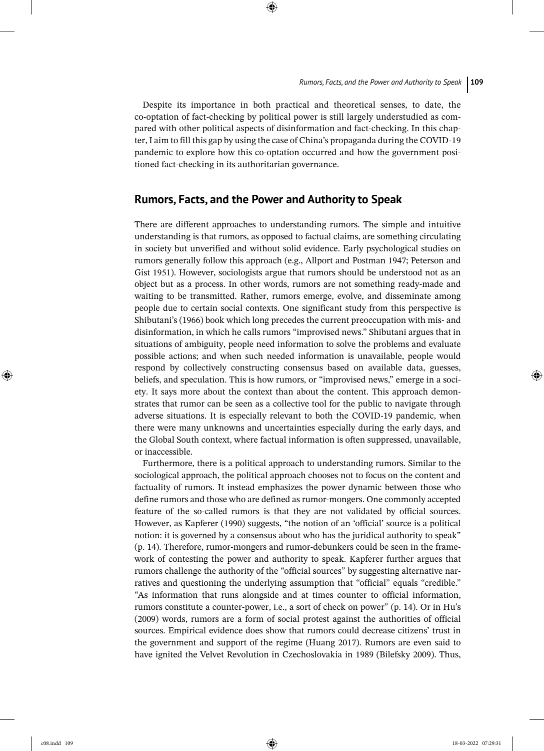Despite its importance in both practical and theoretical senses, to date, the co-optation of fact-checking by political power is still largely understudied as compared with other political aspects of disinformation and fact-checking. In this chapter, I aim to fill this gap by using the case of China's propaganda during the COVID-19 pandemic to explore how this co-optation occurred and how the government positioned fact-checking in its authoritarian governance.

## Rumors, Facts, and the Power and Authority to Speak

There are different approaches to understanding rumors. The simple and intuitive understanding is that rumors, as opposed to factual claims, are something circulating in society but unverified and without solid evidence. Early psychological studies on rumors generally follow this approach (e.g., Allport and Postman 1947; Peterson and Gist 1951). However, sociologists argue that rumors should be understood not as an object but as a process. In other words, rumors are not something ready-made and waiting to be transmitted. Rather, rumors emerge, evolve, and disseminate among people due to certain social contexts. One significant study from this perspective is Shibutani's (1966) book which long precedes the current preoccupation with mis- and disinformation, in which he calls rumors "improvised news." Shibutani argues that in situations of ambiguity, people need information to solve the problems and evaluate possible actions; and when such needed information is unavailable, people would respond by collectively constructing consensus based on available data, guesses, beliefs, and speculation. This is how rumors, or "improvised news," emerge in a society. It says more about the context than about the content. This approach demonstrates that rumor can be seen as a collective tool for the public to navigate through adverse situations. It is especially relevant to both the COVID-19 pandemic, when there were many unknowns and uncertainties especially during the early days, and the Global South context, where factual information is often suppressed, unavailable, or inaccessible.

Furthermore, there is a political approach to understanding rumors. Similar to the sociological approach, the political approach chooses not to focus on the content and factuality of rumors. It instead emphasizes the power dynamic between those who define rumors and those who are defined as rumor-mongers. One commonly accepted feature of the so-called rumors is that they are not validated by official sources. However, as Kapferer (1990) suggests, "the notion of an 'official' source is a political notion: it is governed by a consensus about who has the juridical authority to speak" (p. 14). Therefore, rumor-mongers and rumor-debunkers could be seen in the framework of contesting the power and authority to speak. Kapferer further argues that rumors challenge the authority of the "official sources" by suggesting alternative narratives and questioning the underlying assumption that "official" equals "credible." "As information that runs alongside and at times counter to official information, rumors constitute a counter-power, i.e., a sort of check on power" (p. 14). Or in Hu's (2009) words, rumors are a form of social protest against the authorities of official sources. Empirical evidence does show that rumors could decrease citizens' trust in the government and support of the regime (Huang 2017). Rumors are even said to have ignited the Velvet Revolution in Czechoslovakia in 1989 (Bilefsky 2009). Thus,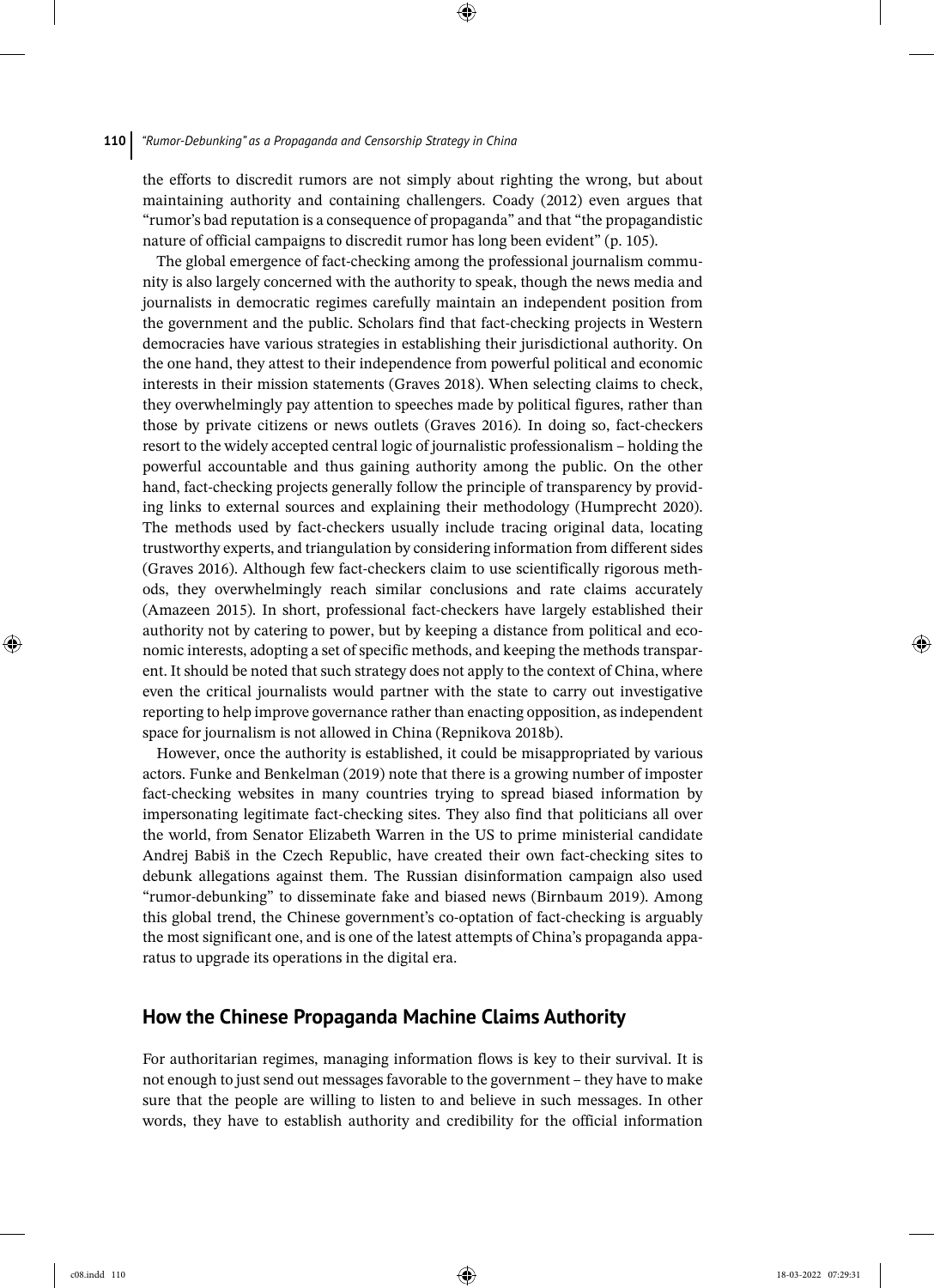the efforts to discredit rumors are not simply about righting the wrong, but about maintaining authority and containing challengers. Coady (2012) even argues that "rumor's bad reputation is a consequence of propaganda" and that "the propagandistic nature of official campaigns to discredit rumor has long been evident" (p. 105).

The global emergence of fact-checking among the professional journalism community is also largely concerned with the authority to speak, though the news media and journalists in democratic regimes carefully maintain an independent position from the government and the public. Scholars find that fact-checking projects in Western democracies have various strategies in establishing their jurisdictional authority. On the one hand, they attest to their independence from powerful political and economic interests in their mission statements (Graves 2018). When selecting claims to check, they overwhelmingly pay attention to speeches made by political figures, rather than those by private citizens or news outlets (Graves 2016). In doing so, fact-checkers resort to the widely accepted central logic of journalistic professionalism – holding the powerful accountable and thus gaining authority among the public. On the other hand, fact-checking projects generally follow the principle of transparency by providing links to external sources and explaining their methodology (Humprecht 2020). The methods used by fact-checkers usually include tracing original data, locating trustworthy experts, and triangulation by considering information from different sides (Graves 2016). Although few fact-checkers claim to use scientifically rigorous methods, they overwhelmingly reach similar conclusions and rate claims accurately (Amazeen 2015). In short, professional fact-checkers have largely established their authority not by catering to power, but by keeping a distance from political and economic interests, adopting a set of specific methods, and keeping the methods transparent. It should be noted that such strategy does not apply to the context of China, where even the critical journalists would partner with the state to carry out investigative reporting to help improve governance rather than enacting opposition, as independent space for journalism is not allowed in China (Repnikova 2018b).

However, once the authority is established, it could be misappropriated by various actors. Funke and Benkelman (2019) note that there is a growing number of imposter fact-checking websites in many countries trying to spread biased information by impersonating legitimate fact-checking sites. They also find that politicians all over the world, from Senator Elizabeth Warren in the US to prime ministerial candidate Andrej Babiš in the Czech Republic, have created their own fact-checking sites to debunk allegations against them. The Russian disinformation campaign also used "rumor-debunking" to disseminate fake and biased news (Birnbaum 2019). Among this global trend, the Chinese government's co-optation of fact-checking is arguably the most significant one, and is one of the latest attempts of China's propaganda apparatus to upgrade its operations in the digital era.

## How the Chinese Propaganda Machine Claims Authority

For authoritarian regimes, managing information flows is key to their survival. It is not enough to just send out messages favorable to the government – they have to make sure that the people are willing to listen to and believe in such messages. In other words, they have to establish authority and credibility for the official information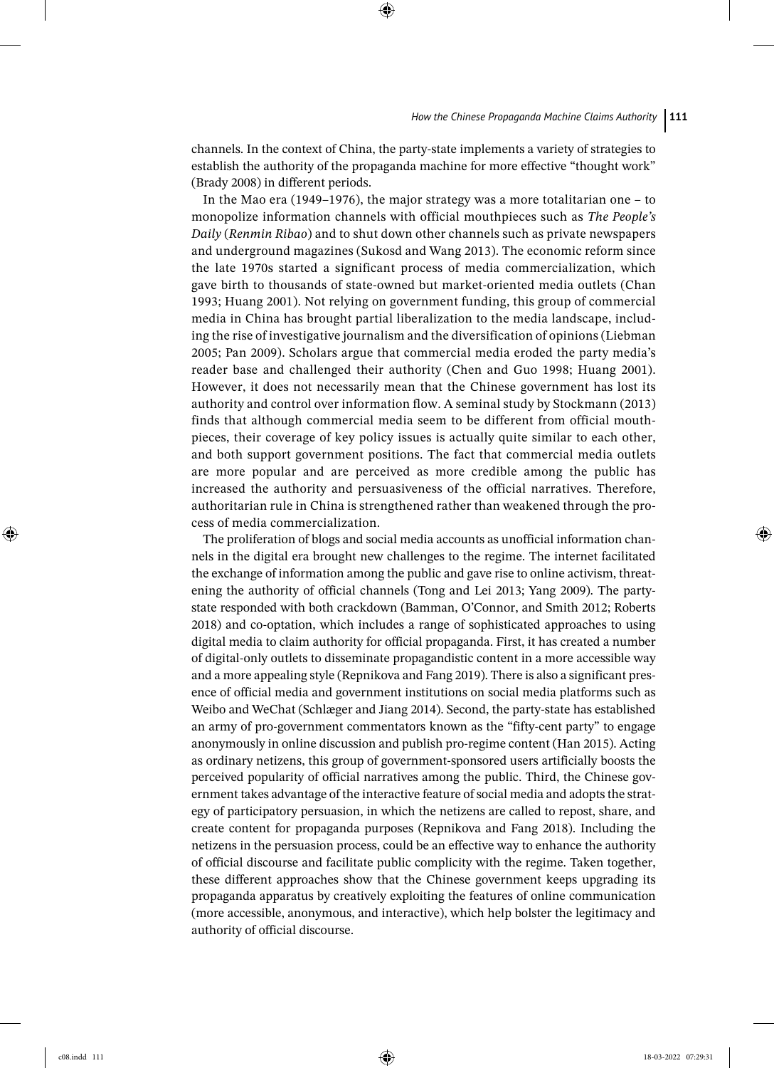channels. In the context of China, the party-state implements a variety of strategies to establish the authority of the propaganda machine for more effective "thought work" (Brady 2008) in different periods.

In the Mao era (1949–1976), the major strategy was a more totalitarian one – to monopolize information channels with official mouthpieces such as *The People's Daily* (*Renmin Ribao*) and to shut down other channels such as private newspapers and underground magazines (Sukosd and Wang 2013). The economic reform since the late 1970s started a significant process of media commercialization, which gave birth to thousands of state-owned but market-oriented media outlets (Chan 1993; Huang 2001). Not relying on government funding, this group of commercial media in China has brought partial liberalization to the media landscape, including the rise of investigative journalism and the diversification of opinions (Liebman 2005; Pan 2009). Scholars argue that commercial media eroded the party media's reader base and challenged their authority (Chen and Guo 1998; Huang 2001). However, it does not necessarily mean that the Chinese government has lost its authority and control over information flow. A seminal study by Stockmann (2013) finds that although commercial media seem to be different from official mouthpieces, their coverage of key policy issues is actually quite similar to each other, and both support government positions. The fact that commercial media outlets are more popular and are perceived as more credible among the public has increased the authority and persuasiveness of the official narratives. Therefore, authoritarian rule in China is strengthened rather than weakened through the process of media commercialization.

The proliferation of blogs and social media accounts as unofficial information channels in the digital era brought new challenges to the regime. The internet facilitated the exchange of information among the public and gave rise to online activism, threatening the authority of official channels (Tong and Lei 2013; Yang 2009). The party-state responded with both crackdown (Bamman, O'Connor, and Smith 2012; Roberts 2018) and co-optation, which includes a range of sophisticated approaches to using digital media to claim authority for official propaganda. First, it has created a number of digital-only outlets to disseminate propagandistic content in a more accessible way and a more appealing style (Repnikova and Fang 2019). There is also a significant presence of official media and government institutions on social media platforms such as Weibo and WeChat (Schlæger and Jiang 2014). Second, the party-state has established an army of pro-government commentators known as the "fifty-cent party" to engage anonymously in online discussion and publish pro-regime content (Han 2015). Acting as ordinary netizens, this group of government-sponsored users artificially boosts the perceived popularity of official narratives among the public. Third, the Chinese government takes advantage of the interactive feature of social media and adopts the strategy of participatory persuasion, in which the netizens are called to repost, share, and create content for propaganda purposes (Repnikova and Fang 2018). Including the netizens in the persuasion process, could be an effective way to enhance the authority of official discourse and facilitate public complicity with the regime. Taken together, these different approaches show that the Chinese government keeps upgrading its propaganda apparatus by creatively exploiting the features of online communication (more accessible, anonymous, and interactive), which help bolster the legitimacy and authority of official discourse.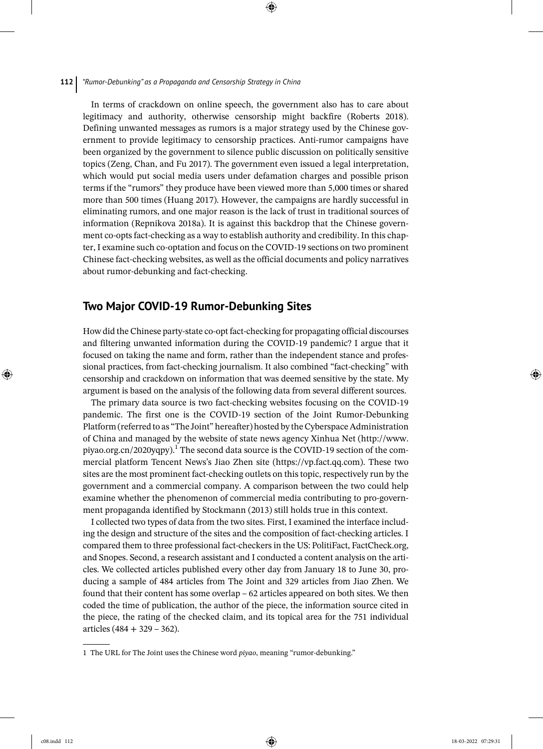In terms of crackdown on online speech, the government also has to care about legitimacy and authority, otherwise censorship might backfire (Roberts 2018). Defining unwanted messages as rumors is a major strategy used by the Chinese government to provide legitimacy to censorship practices. Anti-rumor campaigns have been organized by the government to silence public discussion on politically sensitive topics (Zeng, Chan, and Fu 2017). The government even issued a legal interpretation, which would put social media users under defamation charges and possible prison terms if the "rumors" they produce have been viewed more than 5,000 times or shared more than 500 times (Huang 2017). However, the campaigns are hardly successful in eliminating rumors, and one major reason is the lack of trust in traditional sources of information (Repnikova 2018a). It is against this backdrop that the Chinese government co-opts fact-checking as a way to establish authority and credibility. In this chapter, I examine such co-optation and focus on the COVID-19 sections on two prominent Chinese fact-checking websites, as well as the official documents and policy narratives about rumor-debunking and fact-checking.

## Two Major COVID-19 Rumor-Debunking Sites

How did the Chinese party-state co-opt fact-checking for propagating official discourses and filtering unwanted information during the COVID-19 pandemic? I argue that it focused on taking the name and form, rather than the independent stance and professional practices, from fact-checking journalism. It also combined "fact-checking" with censorship and crackdown on information that was deemed sensitive by the state. My argument is based on the analysis of the following data from several different sources.

The primary data source is two fact-checking websites focusing on the COVID-19 pandemic. The first one is the COVID-19 section of the Joint Rumor-Debunking Platform (referred to as "The Joint" hereafter) hosted by the Cyberspace Administration of China and managed by the website of state news agency Xinhua Net (http://www.piyao.org.cn/2020yqpy).[1] The second data source is the COVID-19 section of the commercial platform Tencent News's Jiao Zhen site (https://vp.fact.qq.com). These two sites are the most prominent fact-checking outlets on this topic, respectively run by the government and a commercial company. A comparison between the two could help examine whether the phenomenon of commercial media contributing to pro-government propaganda identified by Stockmann (2013) still holds true in this context.

I collected two types of data from the two sites. First, I examined the interface including the design and structure of the sites and the composition of fact-checking articles. I compared them to three professional fact-checkers in the US: PolitiFact, FactCheck.org, and Snopes. Second, a research assistant and I conducted a content analysis on the articles. We collected articles published every other day from January 18 to June 30, producing a sample of 484 articles from The Joint and 329 articles from Jiao Zhen. We found that their content has some overlap – 62 articles appeared on both sites. We then coded the time of publication, the author of the piece, the information source cited in the piece, the rating of the checked claim, and its topical area for the 751 individual articles (484 + 329 – 362).

---

1 The URL for The Joint uses the Chinese word *piyao*, meaning "rumor-debunking."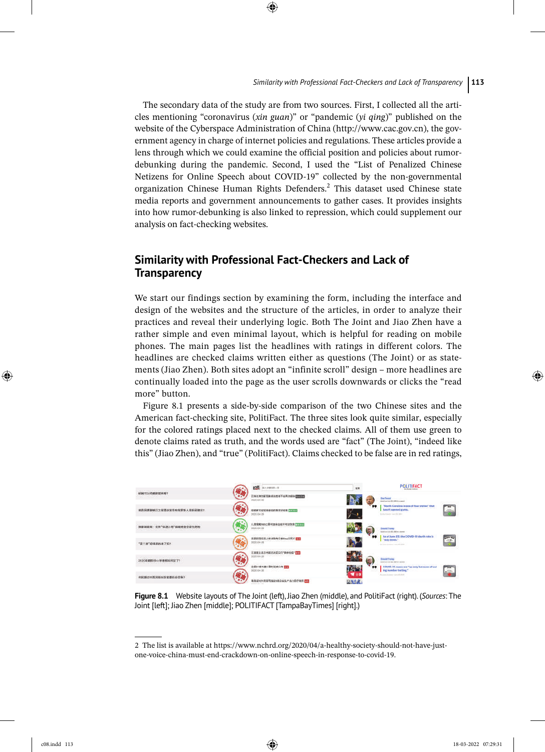The secondary data of the study are from two sources. First, I collected all the articles mentioning "coronavirus (*xin guan*)" or "pandemic (*yi qing*)" published on the website of the Cyberspace Administration of China (http://www.cac.gov.cn), the government agency in charge of internet policies and regulations. These articles provide a lens through which we could examine the official position and policies about rumor-debunking during the pandemic. Second, I used the "List of Penalized Chinese Netizens for Online Speech about COVID-19" collected by the non-governmental organization Chinese Human Rights Defenders.[2] This dataset used Chinese state media reports and government announcements to gather cases. It provides insights into how rumor-debunking is also linked to repression, which could supplement our analysis on fact-checking websites.

## Similarity with Professional Fact-Checkers and Lack of Transparency

We start our findings section by examining the form, including the interface and design of the websites and the structure of the articles, in order to analyze their practices and reveal their underlying logic. Both The Joint and Jiao Zhen have a rather simple and even minimal layout, which is helpful for reading on mobile phones. The main pages list the headlines with ratings in different colors. The headlines are checked claims written either as questions (The Joint) or as statements (Jiao Zhen). Both sites adopt an "infinite scroll" design – more headlines are continually loaded into the page as the user scrolls downwards or clicks the "read more" button.

Figure 8.1 presents a side-by-side comparison of the two Chinese sites and the American fact-checking site, PolitiFact. The three sites look quite similar, especially for the colored ratings placed next to the checked claims. All of them use green to denote claims rated as truth, and the words used are "fact" (The Joint), "indeed like this" (Jiao Zhen), and "true" (PolitiFact). Claims checked to be false are in red ratings,

**Figure 8.1** Website layouts of The Joint (left), Jiao Zhen (middle), and PolitiFact (right). (*Sources*: The Joint [left]; Jiao Zhen [middle]; POLITIFACT [TampaBayTimes] [right].)

2 The list is available at https://www.nchrd.org/2020/04/a-healthy-society-should-not-have-just-one-voice-china-must-end-crackdown-on-online-speech-in-response-to-covid-19.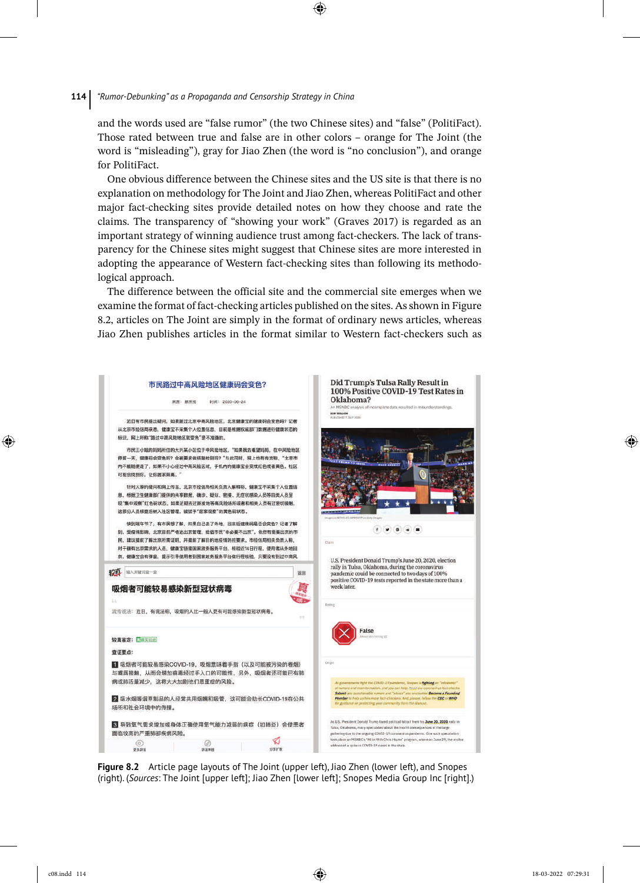and the words used are “false rumor” (the two Chinese sites) and “false” (PolitiFact). Those rated between true and false are in other colors – orange for The Joint (the word is “misleading”), gray for Jiao Zhen (the word is “no conclusion”), and orange for PolitiFact.

One obvious difference between the Chinese sites and the US site is that there is no explanation on methodology for The Joint and Jiao Zhen, whereas PolitiFact and other major fact-checking sites provide detailed notes on how they choose and rate the claims. The transparency of “showing your work” (Graves 2017) is regarded as an important strategy of winning audience trust among fact-checkers. The lack of transparency for the Chinese sites might suggest that Chinese sites are more interested in adopting the appearance of Western fact-checking sites than following its methodological approach.

The difference between the official site and the commercial site emerges when we examine the format of fact-checking articles published on the sites. As shown in Figure 8.2, articles on The Joint are simply in the format of ordinary news articles, whereas Jiao Zhen publishes articles in the format similar to Western fact-checkers such as

**Figure 8.2** Article page layouts of The Joint (upper left), Jiao Zhen (lower left), and Snopes (right). (*Sources*: The Joint [upper left]; Jiao Zhen [lower left]; Snopes Media Group Inc [right].)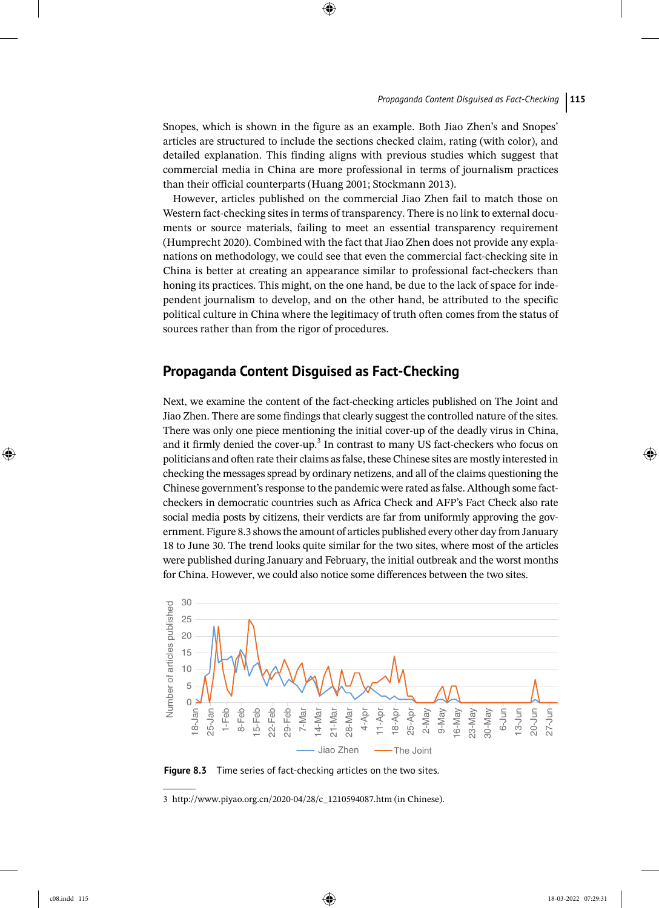Snopes, which is shown in the figure as an example. Both Jiao Zhen's and Snopes' articles are structured to include the sections checked claim, rating (with color), and detailed explanation. This finding aligns with previous studies which suggest that commercial media in China are more professional in terms of journalism practices than their official counterparts (Huang 2001; Stockmann 2013).

However, articles published on the commercial Jiao Zhen fail to match those on Western fact-checking sites in terms of transparency. There is no link to external documents or source materials, failing to meet an essential transparency requirement (Humprecht 2020). Combined with the fact that Jiao Zhen does not provide any explanations on methodology, we could see that even the commercial fact-checking site in China is better at creating an appearance similar to professional fact-checkers than honing its practices. This might, on the one hand, be due to the lack of space for independent journalism to develop, and on the other hand, be attributed to the specific political culture in China where the legitimacy of truth often comes from the status of sources rather than from the rigor of procedures.

## Propaganda Content Disguised as Fact-Checking

Next, we examine the content of the fact-checking articles published on The Joint and Jiao Zhen. There are some findings that clearly suggest the controlled nature of the sites. There was only one piece mentioning the initial cover-up of the deadly virus in China, and it firmly denied the cover-up.[3] In contrast to many US fact-checkers who focus on politicians and often rate their claims as false, these Chinese sites are mostly interested in checking the messages spread by ordinary netizens, and all of the claims questioning the Chinese government's response to the pandemic were rated as false. Although some fact-checkers in democratic countries such as Africa Check and AFP's Fact Check also rate social media posts by citizens, their verdicts are far from uniformly approving the government. Figure 8.3 shows the amount of articles published every other day from January 18 to June 30. The trend looks quite similar for the two sites, where most of the articles were published during January and February, the initial outbreak and the worst months for China. However, we could also notice some differences between the two sites.

**Figure 8.3** Time series of fact-checking articles on the two sites.

3 http://www.piyao.org.cn/2020-04/28/c_1210594087.htm (in Chinese).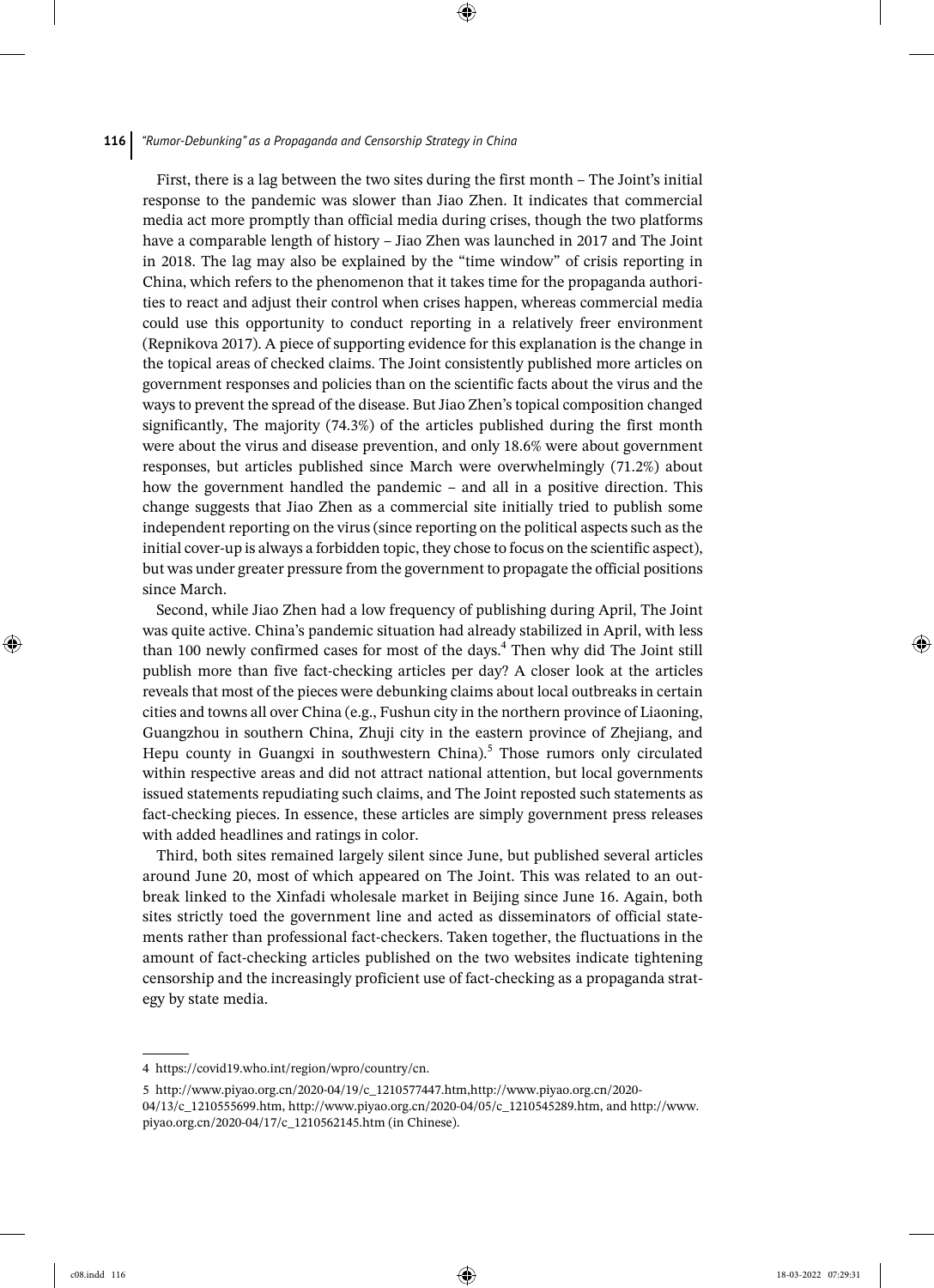First, there is a lag between the two sites during the first month – The Joint's initial response to the pandemic was slower than Jiao Zhen. It indicates that commercial media act more promptly than official media during crises, though the two platforms have a comparable length of history – Jiao Zhen was launched in 2017 and The Joint in 2018. The lag may also be explained by the "time window" of crisis reporting in China, which refers to the phenomenon that it takes time for the propaganda authorities to react and adjust their control when crises happen, whereas commercial media could use this opportunity to conduct reporting in a relatively freer environment (Repnikova 2017). A piece of supporting evidence for this explanation is the change in the topical areas of checked claims. The Joint consistently published more articles on government responses and policies than on the scientific facts about the virus and the ways to prevent the spread of the disease. But Jiao Zhen's topical composition changed significantly, The majority (74.3%) of the articles published during the first month were about the virus and disease prevention, and only 18.6% were about government responses, but articles published since March were overwhelmingly (71.2%) about how the government handled the pandemic – and all in a positive direction. This change suggests that Jiao Zhen as a commercial site initially tried to publish some independent reporting on the virus (since reporting on the political aspects such as the initial cover-up is always a forbidden topic, they chose to focus on the scientific aspect), but was under greater pressure from the government to propagate the official positions since March.

Second, while Jiao Zhen had a low frequency of publishing during April, The Joint was quite active. China's pandemic situation had already stabilized in April, with less than 100 newly confirmed cases for most of the days.[4] Then why did The Joint still publish more than five fact-checking articles per day? A closer look at the articles reveals that most of the pieces were debunking claims about local outbreaks in certain cities and towns all over China (e.g., Fushun city in the northern province of Liaoning, Guangzhou in southern China, Zhuji city in the eastern province of Zhejiang, and Hepu county in Guangxi in southwestern China).[5] Those rumors only circulated within respective areas and did not attract national attention, but local governments issued statements repudiating such claims, and The Joint reposted such statements as fact-checking pieces. In essence, these articles are simply government press releases with added headlines and ratings in color.

Third, both sites remained largely silent since June, but published several articles around June 20, most of which appeared on The Joint. This was related to an outbreak linked to the Xinfadi wholesale market in Beijing since June 16. Again, both sites strictly toed the government line and acted as disseminators of official statements rather than professional fact-checkers. Taken together, the fluctuations in the amount of fact-checking articles published on the two websites indicate tightening censorship and the increasingly proficient use of fact-checking as a propaganda strategy by state media.

---

4 https://covid19.who.int/region/wpro/country/cn.

5 http://www.piyao.org.cn/2020-04/19/c_1210577447.htm,http://www.piyao.org.cn/2020-04/13/c_1210555699.htm, http://www.piyao.org.cn/2020-04/05/c_1210545289.htm, and http://www.piyao.org.cn/2020-04/17/c_1210562145.htm (in Chinese).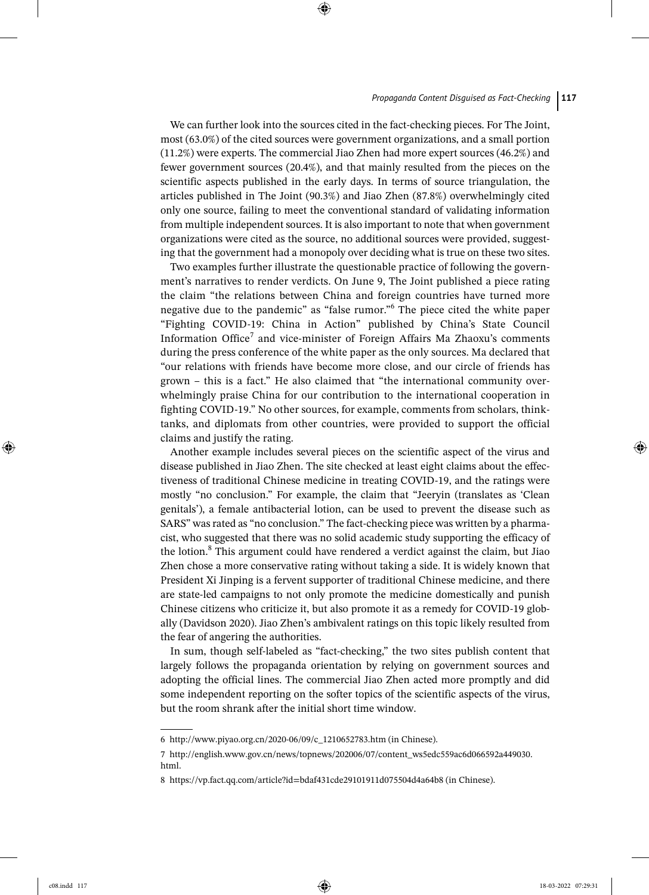We can further look into the sources cited in the fact-checking pieces. For The Joint, most (63.0%) of the cited sources were government organizations, and a small portion (11.2%) were experts. The commercial Jiao Zhen had more expert sources (46.2%) and fewer government sources (20.4%), and that mainly resulted from the pieces on the scientific aspects published in the early days. In terms of source triangulation, the articles published in The Joint (90.3%) and Jiao Zhen (87.8%) overwhelmingly cited only one source, failing to meet the conventional standard of validating information from multiple independent sources. It is also important to note that when government organizations were cited as the source, no additional sources were provided, suggesting that the government had a monopoly over deciding what is true on these two sites.

Two examples further illustrate the questionable practice of following the government's narratives to render verdicts. On June 9, The Joint published a piece rating the claim "the relations between China and foreign countries have turned more negative due to the pandemic" as "false rumor."[6] The piece cited the white paper "Fighting COVID-19: China in Action" published by China's State Council Information Office[7] and vice-minister of Foreign Affairs Ma Zhaoxu's comments during the press conference of the white paper as the only sources. Ma declared that "our relations with friends have become more close, and our circle of friends has grown – this is a fact." He also claimed that "the international community overwhelmingly praise China for our contribution to the international cooperation in fighting COVID-19." No other sources, for example, comments from scholars, think-tanks, and diplomats from other countries, were provided to support the official claims and justify the rating.

Another example includes several pieces on the scientific aspect of the virus and disease published in Jiao Zhen. The site checked at least eight claims about the effectiveness of traditional Chinese medicine in treating COVID-19, and the ratings were mostly "no conclusion." For example, the claim that "Jeeryin (translates as 'Clean genitals'), a female antibacterial lotion, can be used to prevent the disease such as SARS" was rated as "no conclusion." The fact-checking piece was written by a pharmacist, who suggested that there was no solid academic study supporting the efficacy of the lotion.[8] This argument could have rendered a verdict against the claim, but Jiao Zhen chose a more conservative rating without taking a side. It is widely known that President Xi Jinping is a fervent supporter of traditional Chinese medicine, and there are state-led campaigns to not only promote the medicine domestically and punish Chinese citizens who criticize it, but also promote it as a remedy for COVID-19 globally (Davidson 2020). Jiao Zhen's ambivalent ratings on this topic likely resulted from the fear of angering the authorities.

In sum, though self-labeled as "fact-checking," the two sites publish content that largely follows the propaganda orientation by relying on government sources and adopting the official lines. The commercial Jiao Zhen acted more promptly and did some independent reporting on the softer topics of the scientific aspects of the virus, but the room shrank after the initial short time window.

---

6 http://www.piyao.org.cn/2020-06/09/c_1210652783.htm (in Chinese).

7 http://english.www.gov.cn/news/topnews/202006/07/content_ws5edc559ac6d066592a449030.html.

8 https://vp.fact.qq.com/article?id=bdaf431cde29101911d075504d4a64b8 (in Chinese).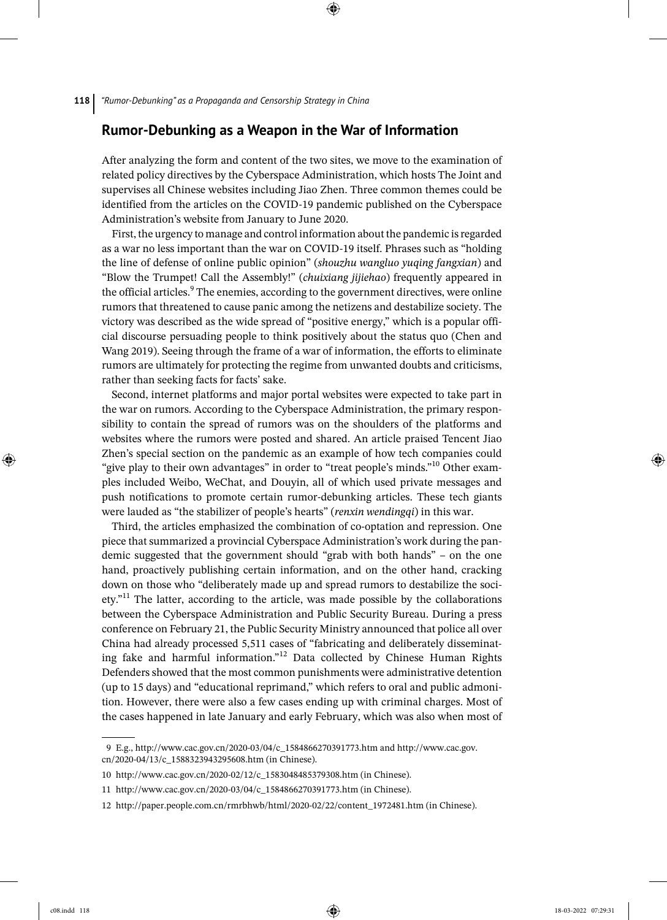## Rumor-Debunking as a Weapon in the War of Information

After analyzing the form and content of the two sites, we move to the examination of related policy directives by the Cyberspace Administration, which hosts The Joint and supervises all Chinese websites including Jiao Zhen. Three common themes could be identified from the articles on the COVID-19 pandemic published on the Cyberspace Administration's website from January to June 2020.

First, the urgency to manage and control information about the pandemic is regarded as a war no less important than the war on COVID-19 itself. Phrases such as "holding the line of defense of online public opinion" (*shouzhu wangluo yuqing fangxian*) and "Blow the Trumpet! Call the Assembly!" (*chuixiang jijiehao*) frequently appeared in the official articles.[9] The enemies, according to the government directives, were online rumors that threatened to cause panic among the netizens and destabilize society. The victory was described as the wide spread of "positive energy," which is a popular official discourse persuading people to think positively about the status quo (Chen and Wang 2019). Seeing through the frame of a war of information, the efforts to eliminate rumors are ultimately for protecting the regime from unwanted doubts and criticisms, rather than seeking facts for facts' sake.

Second, internet platforms and major portal websites were expected to take part in the war on rumors. According to the Cyberspace Administration, the primary responsibility to contain the spread of rumors was on the shoulders of the platforms and websites where the rumors were posted and shared. An article praised Tencent Jiao Zhen's special section on the pandemic as an example of how tech companies could "give play to their own advantages" in order to "treat people's minds."[10] Other examples included Weibo, WeChat, and Douyin, all of which used private messages and push notifications to promote certain rumor-debunking articles. These tech giants were lauded as "the stabilizer of people's hearts" (*renxin wendingqi*) in this war.

Third, the articles emphasized the combination of co-optation and repression. One piece that summarized a provincial Cyberspace Administration's work during the pandemic suggested that the government should "grab with both hands" – on the one hand, proactively publishing certain information, and on the other hand, cracking down on those who "deliberately made up and spread rumors to destabilize the society."[11] The latter, according to the article, was made possible by the collaborations between the Cyberspace Administration and Public Security Bureau. During a press conference on February 21, the Public Security Ministry announced that police all over China had already processed 5,511 cases of "fabricating and deliberately disseminating fake and harmful information."[12] Data collected by Chinese Human Rights Defenders showed that the most common punishments were administrative detention (up to 15 days) and "educational reprimand," which refers to oral and public admonition. However, there were also a few cases ending up with criminal charges. Most of the cases happened in late January and early February, which was also when most of

---

9 E.g., http://www.cac.gov.cn/2020-03/04/c_1584866270391773.htm and http://www.cac.gov.cn/2020-04/13/c_1588323943295608.htm (in Chinese).

10 http://www.cac.gov.cn/2020-02/12/c_1583048485379308.htm (in Chinese).

11 http://www.cac.gov.cn/2020-03/04/c_1584866270391773.htm (in Chinese).

12 http://paper.people.com.cn/rmrbhwb/html/2020-02/22/content_1972481.htm (in Chinese).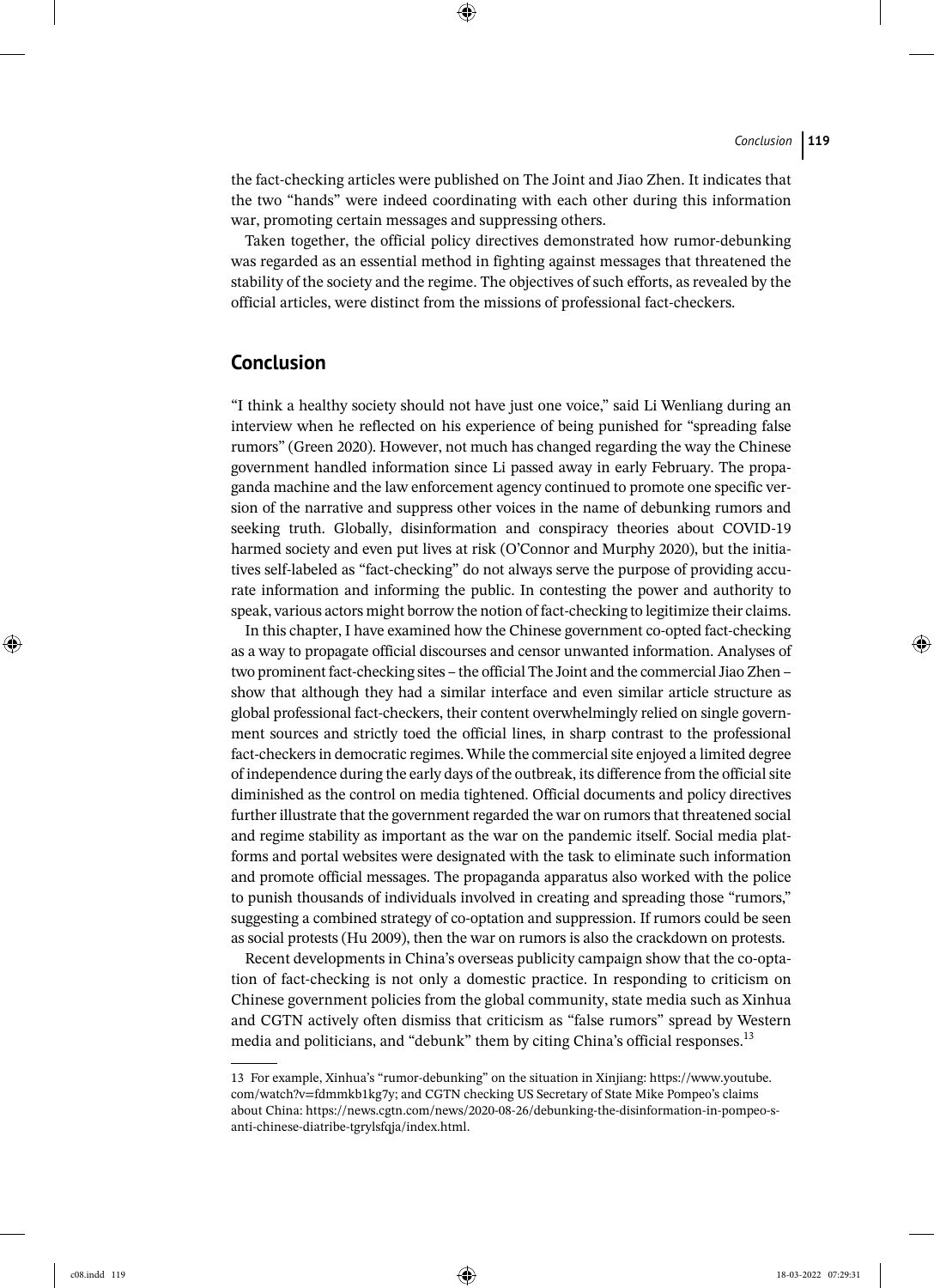the fact-checking articles were published on The Joint and Jiao Zhen. It indicates that the two "hands" were indeed coordinating with each other during this information war, promoting certain messages and suppressing others.

Taken together, the official policy directives demonstrated how rumor-debunking was regarded as an essential method in fighting against messages that threatened the stability of the society and the regime. The objectives of such efforts, as revealed by the official articles, were distinct from the missions of professional fact-checkers.

## Conclusion

"I think a healthy society should not have just one voice," said Li Wenliang during an interview when he reflected on his experience of being punished for "spreading false rumors" (Green 2020). However, not much has changed regarding the way the Chinese government handled information since Li passed away in early February. The propaganda machine and the law enforcement agency continued to promote one specific version of the narrative and suppress other voices in the name of debunking rumors and seeking truth. Globally, disinformation and conspiracy theories about COVID-19 harmed society and even put lives at risk (O'Connor and Murphy 2020), but the initiatives self-labeled as "fact-checking" do not always serve the purpose of providing accurate information and informing the public. In contesting the power and authority to speak, various actors might borrow the notion of fact-checking to legitimize their claims.

In this chapter, I have examined how the Chinese government co-opted fact-checking as a way to propagate official discourses and censor unwanted information. Analyses of two prominent fact-checking sites – the official The Joint and the commercial Jiao Zhen – show that although they had a similar interface and even similar article structure as global professional fact-checkers, their content overwhelmingly relied on single government sources and strictly toed the official lines, in sharp contrast to the professional fact-checkers in democratic regimes. While the commercial site enjoyed a limited degree of independence during the early days of the outbreak, its difference from the official site diminished as the control on media tightened. Official documents and policy directives further illustrate that the government regarded the war on rumors that threatened social and regime stability as important as the war on the pandemic itself. Social media platforms and portal websites were designated with the task to eliminate such information and promote official messages. The propaganda apparatus also worked with the police to punish thousands of individuals involved in creating and spreading those "rumors," suggesting a combined strategy of co-optation and suppression. If rumors could be seen as social protests (Hu 2009), then the war on rumors is also the crackdown on protests.

Recent developments in China's overseas publicity campaign show that the co-optation of fact-checking is not only a domestic practice. In responding to criticism on Chinese government policies from the global community, state media such as Xinhua and CGTN actively often dismiss that criticism as "false rumors" spread by Western media and politicians, and "debunk" them by citing China's official responses.[13]

13 For example, Xinhua's "rumor-debunking" on the situation in Xinjiang: https://www.youtube.com/watch?v=fdmmkb1kg7y; and CGTN checking US Secretary of State Mike Pompeo's claims about China: https://news.cgtn.com/news/2020-08-26/debunking-the-disinformation-in-pompeo-s-anti-chinese-diatribe-tgrylsfqja/index.html.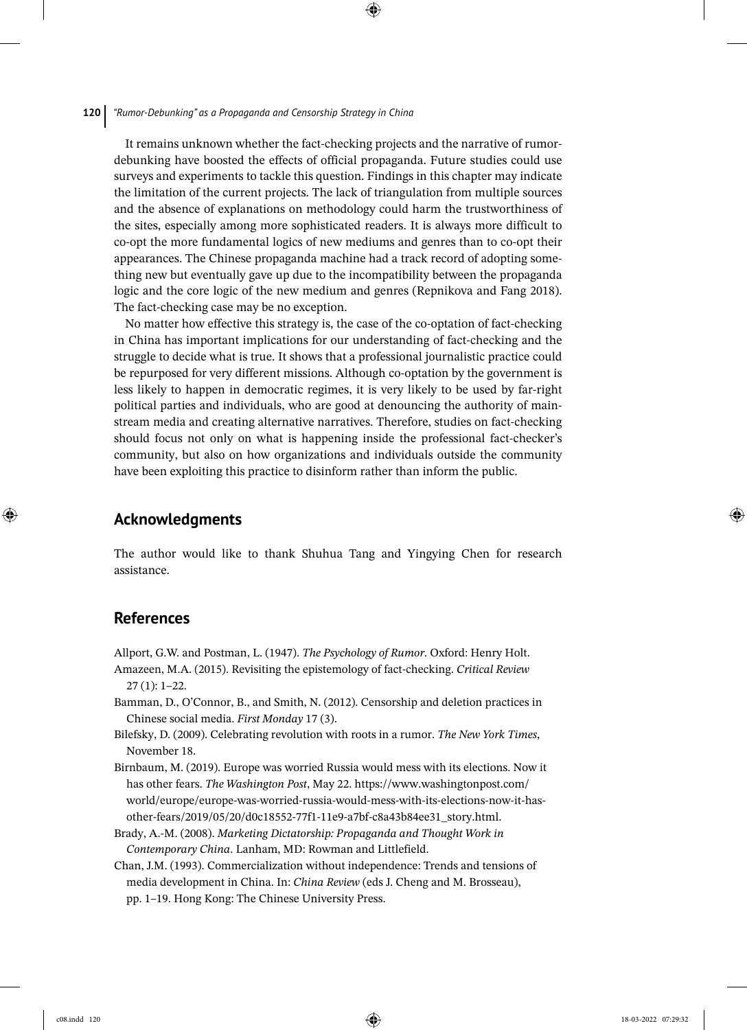It remains unknown whether the fact-checking projects and the narrative of rumor-debunking have boosted the effects of official propaganda. Future studies could use surveys and experiments to tackle this question. Findings in this chapter may indicate the limitation of the current projects. The lack of triangulation from multiple sources and the absence of explanations on methodology could harm the trustworthiness of the sites, especially among more sophisticated readers. It is always more difficult to co-opt the more fundamental logics of new mediums and genres than to co-opt their appearances. The Chinese propaganda machine had a track record of adopting something new but eventually gave up due to the incompatibility between the propaganda logic and the core logic of the new medium and genres (Repnikova and Fang 2018). The fact-checking case may be no exception.

No matter how effective this strategy is, the case of the co-optation of fact-checking in China has important implications for our understanding of fact-checking and the struggle to decide what is true. It shows that a professional journalistic practice could be repurposed for very different missions. Although co-optation by the government is less likely to happen in democratic regimes, it is very likely to be used by far-right political parties and individuals, who are good at denouncing the authority of mainstream media and creating alternative narratives. Therefore, studies on fact-checking should focus not only on what is happening inside the professional fact-checker's community, but also on how organizations and individuals outside the community have been exploiting this practice to disinform rather than inform the public.

## Acknowledgments

The author would like to thank Shuhua Tang and Yingying Chen for research assistance.

## References

Allport, G.W. and Postman, L. (1947). *The Psychology of Rumor*. Oxford: Henry Holt.

Amazeen, M.A. (2015). Revisiting the epistemology of fact-checking. *Critical Review* 27 (1): 1–22.

Bamman, D., O'Connor, B., and Smith, N. (2012). Censorship and deletion practices in Chinese social media. *First Monday* 17 (3).

Bilefsky, D. (2009). Celebrating revolution with roots in a rumor. *The New York Times*, November 18.

Birnbaum, M. (2019). Europe was worried Russia would mess with its elections. Now it has other fears. *The Washington Post*, May 22. https://www.washingtonpost.com/world/europe/europe-was-worried-russia-would-mess-with-its-elections-now-it-has-other-fears/2019/05/20/d0c18552-77f1-11e9-a7bf-c8a43b84ee31_story.html.

Brady, A.-M. (2008). *Marketing Dictatorship: Propaganda and Thought Work in Contemporary China*. Lanham, MD: Rowman and Littlefield.

Chan, J.M. (1993). Commercialization without independence: Trends and tensions of media development in China. In: *China Review* (eds J. Cheng and M. Brosseau), pp. 1–19. Hong Kong: The Chinese University Press.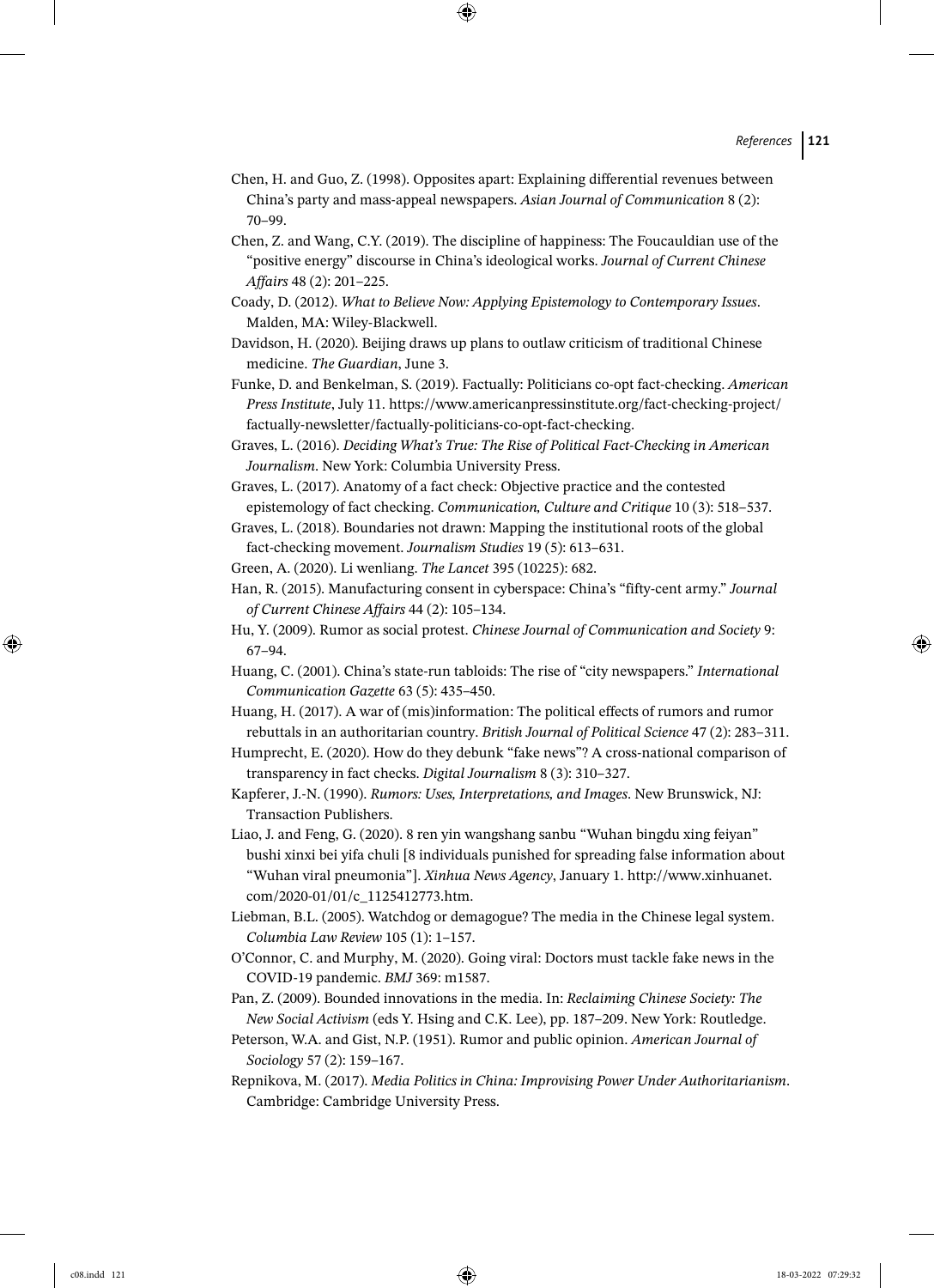Chen, H. and Guo, Z. (1998). Opposites apart: Explaining differential revenues between China's party and mass-appeal newspapers. *Asian Journal of Communication* 8 (2): 70–99.

Chen, Z. and Wang, C.Y. (2019). The discipline of happiness: The Foucauldian use of the "positive energy" discourse in China's ideological works. *Journal of Current Chinese Affairs* 48 (2): 201–225.

Coady, D. (2012). *What to Believe Now: Applying Epistemology to Contemporary Issues*. Malden, MA: Wiley-Blackwell.

Davidson, H. (2020). Beijing draws up plans to outlaw criticism of traditional Chinese medicine. *The Guardian*, June 3.

Funke, D. and Benkelman, S. (2019). Factually: Politicians co-opt fact-checking. *American Press Institute*, July 11. https://www.americanpressinstitute.org/fact-checking-project/factually-newsletter/factually-politicians-co-opt-fact-checking.

Graves, L. (2016). *Deciding What's True: The Rise of Political Fact-Checking in American Journalism*. New York: Columbia University Press.

Graves, L. (2017). Anatomy of a fact check: Objective practice and the contested epistemology of fact checking. *Communication, Culture and Critique* 10 (3): 518–537.

Graves, L. (2018). Boundaries not drawn: Mapping the institutional roots of the global fact-checking movement. *Journalism Studies* 19 (5): 613–631.

Green, A. (2020). Li wenliang. *The Lancet* 395 (10225): 682.

Han, R. (2015). Manufacturing consent in cyberspace: China's "fifty-cent army." *Journal of Current Chinese Affairs* 44 (2): 105–134.

Hu, Y. (2009). Rumor as social protest. *Chinese Journal of Communication and Society* 9: 67–94.

Huang, C. (2001). China's state-run tabloids: The rise of "city newspapers." *International Communication Gazette* 63 (5): 435–450.

Huang, H. (2017). A war of (mis)information: The political effects of rumors and rumor rebuttals in an authoritarian country. *British Journal of Political Science* 47 (2): 283–311.

Humprecht, E. (2020). How do they debunk "fake news"? A cross-national comparison of transparency in fact checks. *Digital Journalism* 8 (3): 310–327.

Kapferer, J.-N. (1990). *Rumors: Uses, Interpretations, and Images*. New Brunswick, NJ: Transaction Publishers.

Liao, J. and Feng, G. (2020). 8 ren yin wangshang sanbu "Wuhan bingdu xing feiyan" bushi xinxi bei yifa chuli [8 individuals punished for spreading false information about "Wuhan viral pneumonia"]. *Xinhua News Agency*, January 1. http://www.xinhuanet.com/2020-01/01/c_1125412773.htm.

Liebman, B.L. (2005). Watchdog or demagogue? The media in the Chinese legal system. *Columbia Law Review* 105 (1): 1–157.

O'Connor, C. and Murphy, M. (2020). Going viral: Doctors must tackle fake news in the COVID-19 pandemic. *BMJ* 369: m1587.

Pan, Z. (2009). Bounded innovations in the media. In: *Reclaiming Chinese Society: The New Social Activism* (eds Y. Hsing and C.K. Lee), pp. 187–209. New York: Routledge.

Peterson, W.A. and Gist, N.P. (1951). Rumor and public opinion. *American Journal of Sociology* 57 (2): 159–167.

Repnikova, M. (2017). *Media Politics in China: Improvising Power Under Authoritarianism*. Cambridge: Cambridge University Press.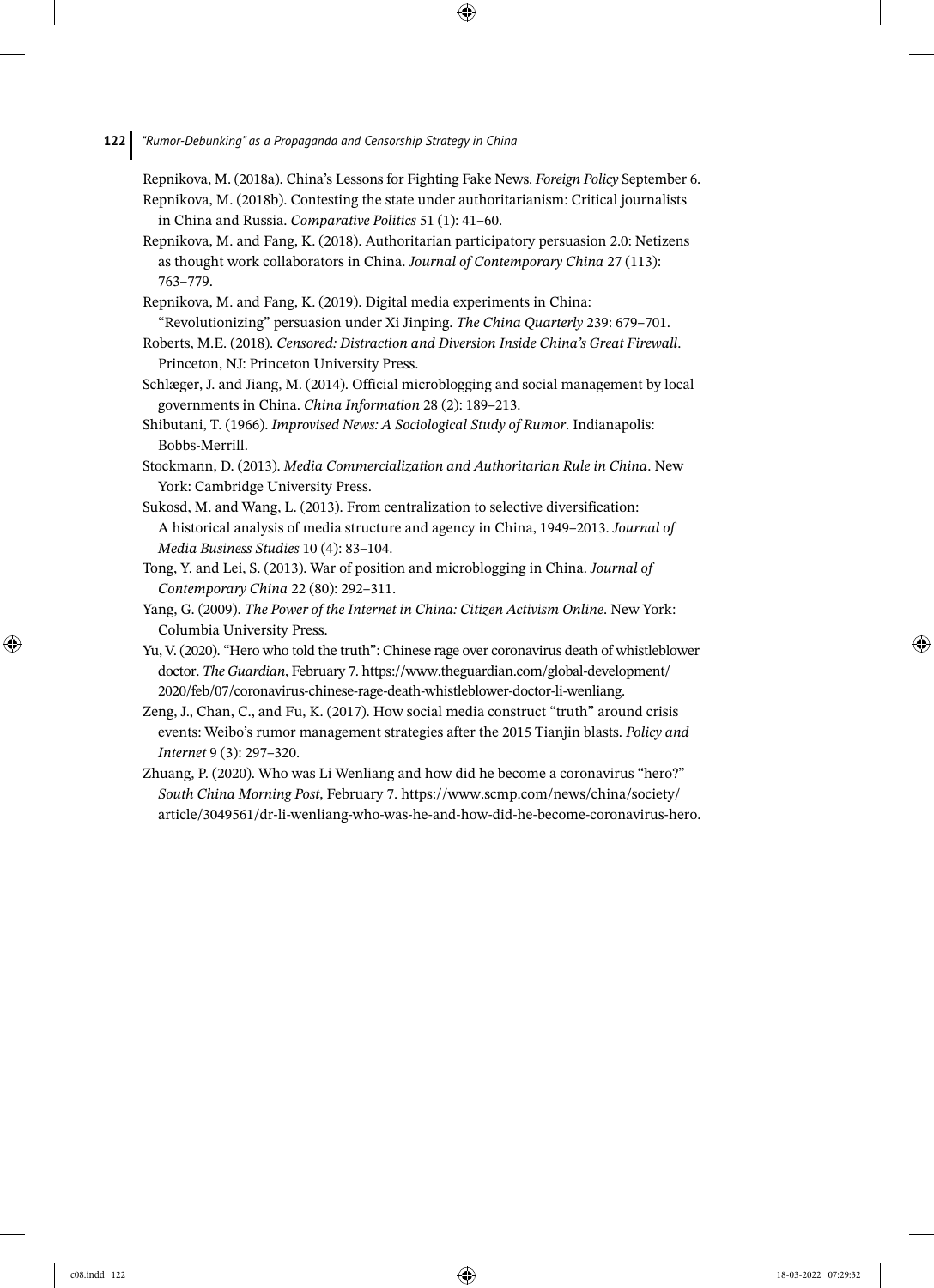Repnikova, M. (2018a). China's Lessons for Fighting Fake News. *Foreign Policy* September 6.

Repnikova, M. (2018b). Contesting the state under authoritarianism: Critical journalists in China and Russia. *Comparative Politics* 51 (1): 41–60.

Repnikova, M. and Fang, K. (2018). Authoritarian participatory persuasion 2.0: Netizens as thought work collaborators in China. *Journal of Contemporary China* 27 (113): 763–779.

Repnikova, M. and Fang, K. (2019). Digital media experiments in China: "Revolutionizing" persuasion under Xi Jinping. *The China Quarterly* 239: 679–701.

Roberts, M.E. (2018). *Censored: Distraction and Diversion Inside China's Great Firewall*. Princeton, NJ: Princeton University Press.

Schlæger, J. and Jiang, M. (2014). Official microblogging and social management by local governments in China. *China Information* 28 (2): 189–213.

Shibutani, T. (1966). *Improvised News: A Sociological Study of Rumor*. Indianapolis: Bobbs-Merrill.

Stockmann, D. (2013). *Media Commercialization and Authoritarian Rule in China*. New York: Cambridge University Press.

Sukosd, M. and Wang, L. (2013). From centralization to selective diversification: A historical analysis of media structure and agency in China, 1949–2013. *Journal of Media Business Studies* 10 (4): 83–104.

Tong, Y. and Lei, S. (2013). War of position and microblogging in China. *Journal of Contemporary China* 22 (80): 292–311.

Yang, G. (2009). *The Power of the Internet in China: Citizen Activism Online*. New York: Columbia University Press.

Yu, V. (2020). "Hero who told the truth": Chinese rage over coronavirus death of whistleblower doctor. *The Guardian*, February 7. https://www.theguardian.com/global-development/2020/feb/07/coronavirus-chinese-rage-death-whistleblower-doctor-li-wenliang.

Zeng, J., Chan, C., and Fu, K. (2017). How social media construct "truth" around crisis events: Weibo's rumor management strategies after the 2015 Tianjin blasts. *Policy and Internet* 9 (3): 297–320.

Zhuang, P. (2020). Who was Li Wenliang and how did he become a coronavirus "hero?" *South China Morning Post*, February 7. https://www.scmp.com/news/china/society/article/3049561/dr-li-wenliang-who-was-he-and-how-did-he-become-coronavirus-hero.